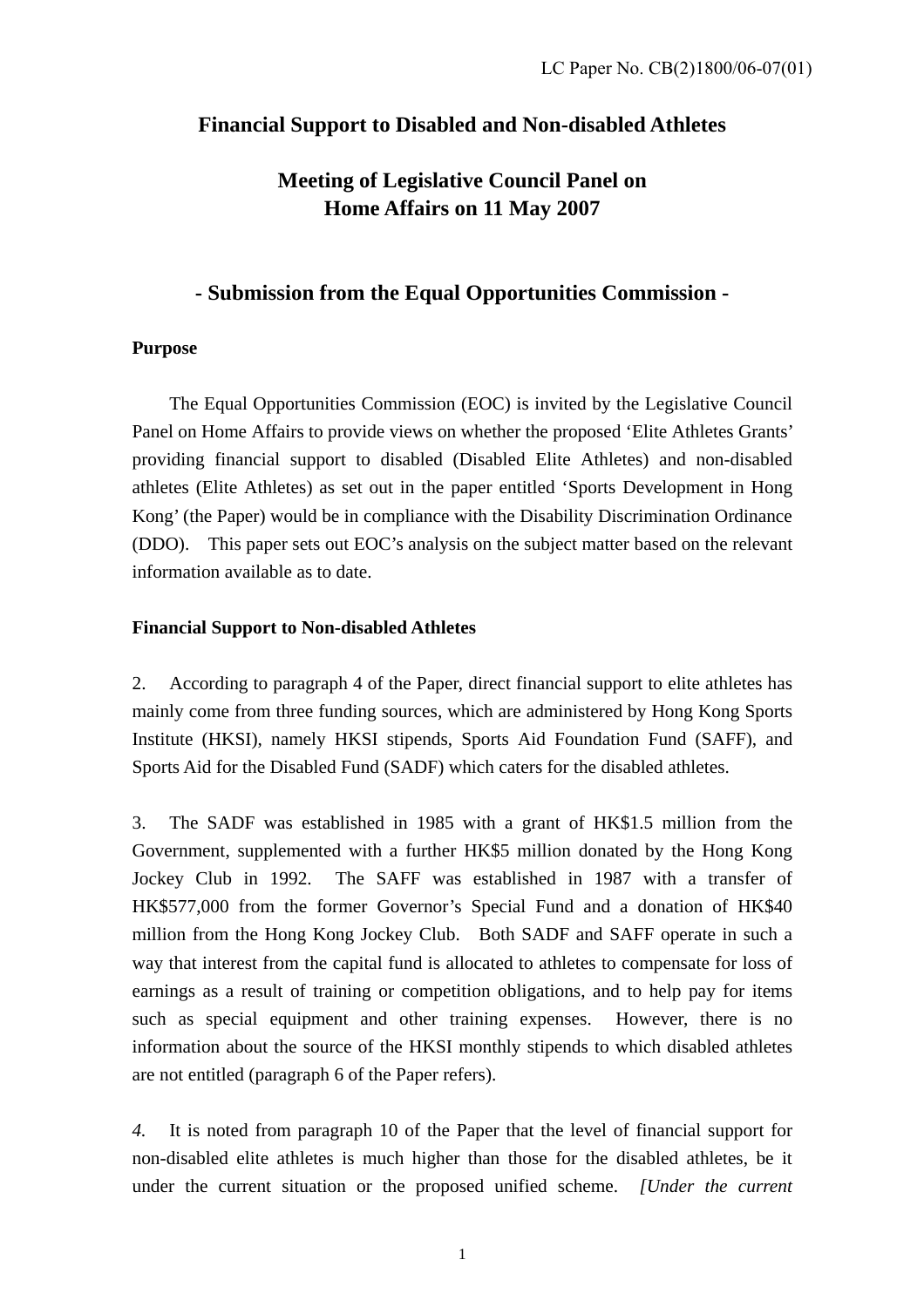LC Paper No. CB(2)1800/06-07(01)

# Financial Support to Disabled and Non-disabled Athletes

## Meeting of Legislative Council Panel on Home Affairs on 11 May 2007

## - Submission from the Equal Opportunities Commission -

**Purpose**

The Equal Opportunities Commission (EOC) is invited by the Legislative Council Panel on Home Affairs to provide views on whether the proposed 'Elite Athletes Grants' providing financial support to disabled (Disabled Elite Athletes) and non-disabled athletes (Elite Athletes) as set out in the paper entitled 'Sports Development in Hong Kong' (the Paper) would be in compliance with the Disability Discrimination Ordinance (DDO). This paper sets out EOC's analysis on the subject matter based on the relevant information available as to date.

**Financial Support to Non-disabled Athletes**

2. According to paragraph 4 of the Paper, direct financial support to elite athletes has mainly come from three funding sources, which are administered by Hong Kong Sports Institute (HKSI), namely HKSI stipends, Sports Aid Foundation Fund (SAFF), and Sports Aid for the Disabled Fund (SADF) which caters for the disabled athletes.

3. The SADF was established in 1985 with a grant of HK$1.5 million from the Government, supplemented with a further HK$5 million donated by the Hong Kong Jockey Club in 1992. The SAFF was established in 1987 with a transfer of HK$577,000 from the former Governor's Special Fund and a donation of HK$40 million from the Hong Kong Jockey Club. Both SADF and SAFF operate in such a way that interest from the capital fund is allocated to athletes to compensate for loss of earnings as a result of training or competition obligations, and to help pay for items such as special equipment and other training expenses. However, there is no information about the source of the HKSI monthly stipends to which disabled athletes are not entitled (paragraph 6 of the Paper refers).

*4.* It is noted from paragraph 10 of the Paper that the level of financial support for non-disabled elite athletes is much higher than those for the disabled athletes, be it under the current situation or the proposed unified scheme. *[Under the current*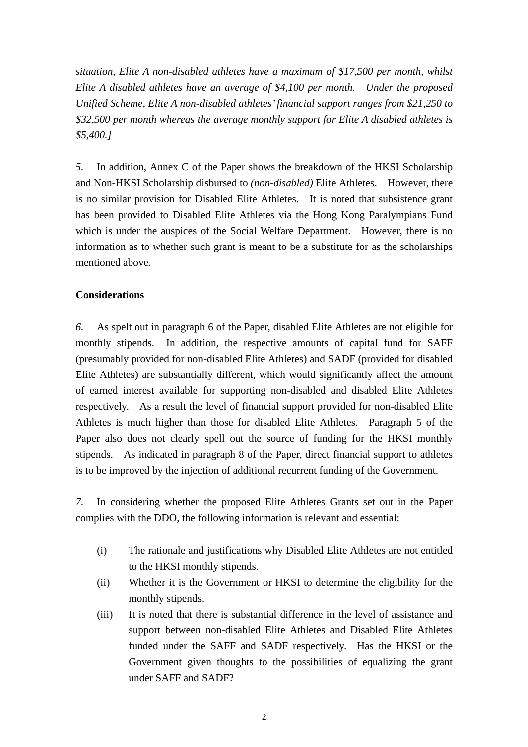*situation, Elite A non-disabled athletes have a maximum of $17,500 per month, whilst Elite A disabled athletes have an average of $4,100 per month. Under the proposed Unified Scheme, Elite A non-disabled athletes' financial support ranges from $21,250 to $32,500 per month whereas the average monthly support for Elite A disabled athletes is $5,400.]*

*5.* In addition, Annex C of the Paper shows the breakdown of the HKSI Scholarship and Non-HKSI Scholarship disbursed to *(non-disabled)* Elite Athletes. However, there is no similar provision for Disabled Elite Athletes. It is noted that subsistence grant has been provided to Disabled Elite Athletes via the Hong Kong Paralympians Fund which is under the auspices of the Social Welfare Department. However, there is no information as to whether such grant is meant to be a substitute for as the scholarships mentioned above.

**Considerations**

*6.* As spelt out in paragraph 6 of the Paper, disabled Elite Athletes are not eligible for monthly stipends. In addition, the respective amounts of capital fund for SAFF (presumably provided for non-disabled Elite Athletes) and SADF (provided for disabled Elite Athletes) are substantially different, which would significantly affect the amount of earned interest available for supporting non-disabled and disabled Elite Athletes respectively. As a result the level of financial support provided for non-disabled Elite Athletes is much higher than those for disabled Elite Athletes. Paragraph 5 of the Paper also does not clearly spell out the source of funding for the HKSI monthly stipends. As indicated in paragraph 8 of the Paper, direct financial support to athletes is to be improved by the injection of additional recurrent funding of the Government.

*7.* In considering whether the proposed Elite Athletes Grants set out in the Paper complies with the DDO, the following information is relevant and essential:

(i) The rationale and justifications why Disabled Elite Athletes are not entitled to the HKSI monthly stipends.

(ii) Whether it is the Government or HKSI to determine the eligibility for the monthly stipends.

(iii) It is noted that there is substantial difference in the level of assistance and support between non-disabled Elite Athletes and Disabled Elite Athletes funded under the SAFF and SADF respectively. Has the HKSI or the Government given thoughts to the possibilities of equalizing the grant under SAFF and SADF?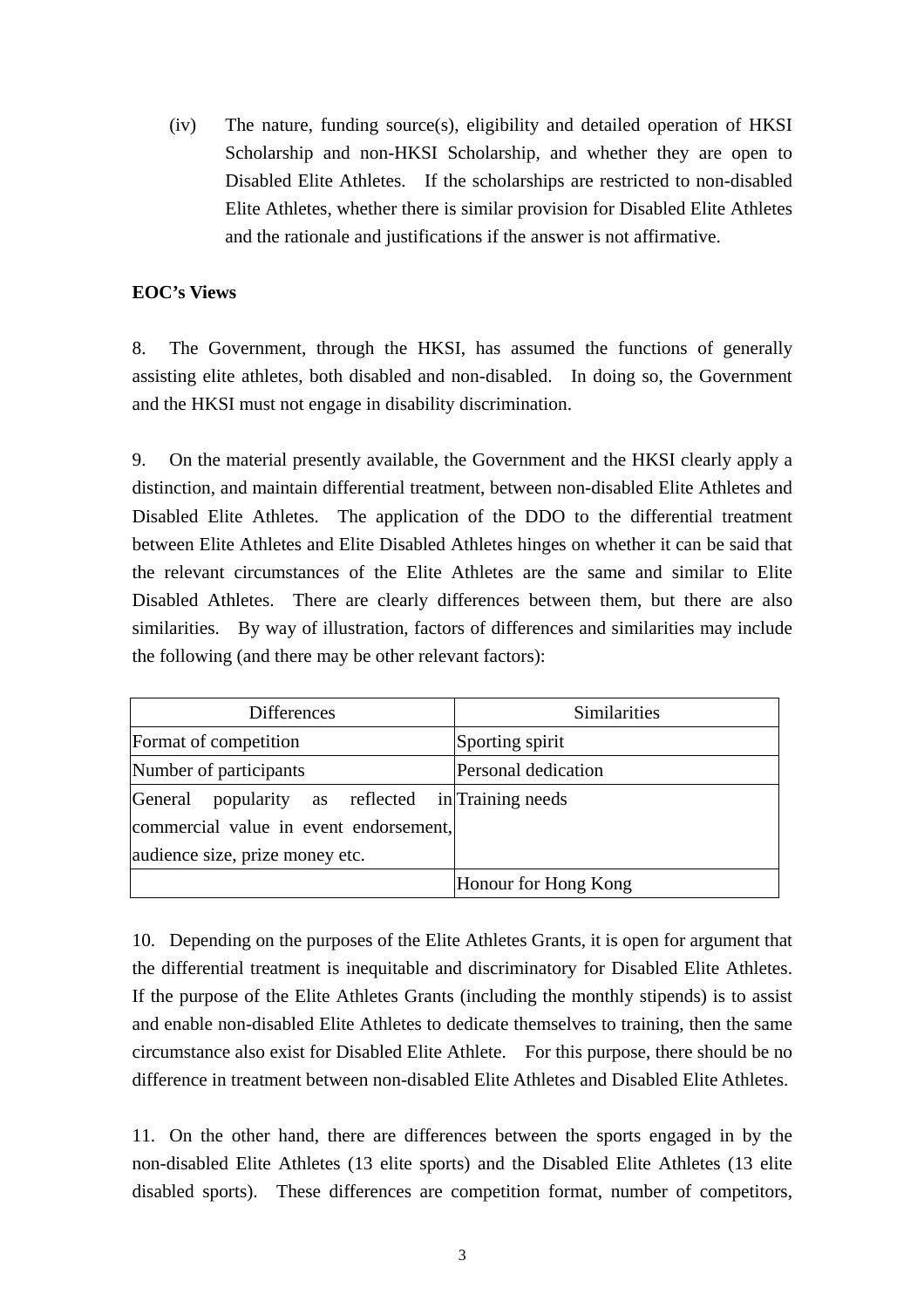(iv) The nature, funding source(s), eligibility and detailed operation of HKSI Scholarship and non-HKSI Scholarship, and whether they are open to Disabled Elite Athletes. If the scholarships are restricted to non-disabled Elite Athletes, whether there is similar provision for Disabled Elite Athletes and the rationale and justifications if the answer is not affirmative.

**EOC's Views**

8. The Government, through the HKSI, has assumed the functions of generally assisting elite athletes, both disabled and non-disabled. In doing so, the Government and the HKSI must not engage in disability discrimination.

9. On the material presently available, the Government and the HKSI clearly apply a distinction, and maintain differential treatment, between non-disabled Elite Athletes and Disabled Elite Athletes. The application of the DDO to the differential treatment between Elite Athletes and Elite Disabled Athletes hinges on whether it can be said that the relevant circumstances of the Elite Athletes are the same and similar to Elite Disabled Athletes. There are clearly differences between them, but there are also similarities. By way of illustration, factors of differences and similarities may include the following (and there may be other relevant factors):

| Differences | Similarities |
|---|---|
| Format of competition | Sporting spirit |
| Number of participants | Personal dedication |
| General popularity as reflected in commercial value in event endorsement, audience size, prize money etc. | Training needs |
| | Honour for Hong Kong |

10. Depending on the purposes of the Elite Athletes Grants, it is open for argument that the differential treatment is inequitable and discriminatory for Disabled Elite Athletes. If the purpose of the Elite Athletes Grants (including the monthly stipends) is to assist and enable non-disabled Elite Athletes to dedicate themselves to training, then the same circumstance also exist for Disabled Elite Athlete. For this purpose, there should be no difference in treatment between non-disabled Elite Athletes and Disabled Elite Athletes.

11. On the other hand, there are differences between the sports engaged in by the non-disabled Elite Athletes (13 elite sports) and the Disabled Elite Athletes (13 elite disabled sports). These differences are competition format, number of competitors,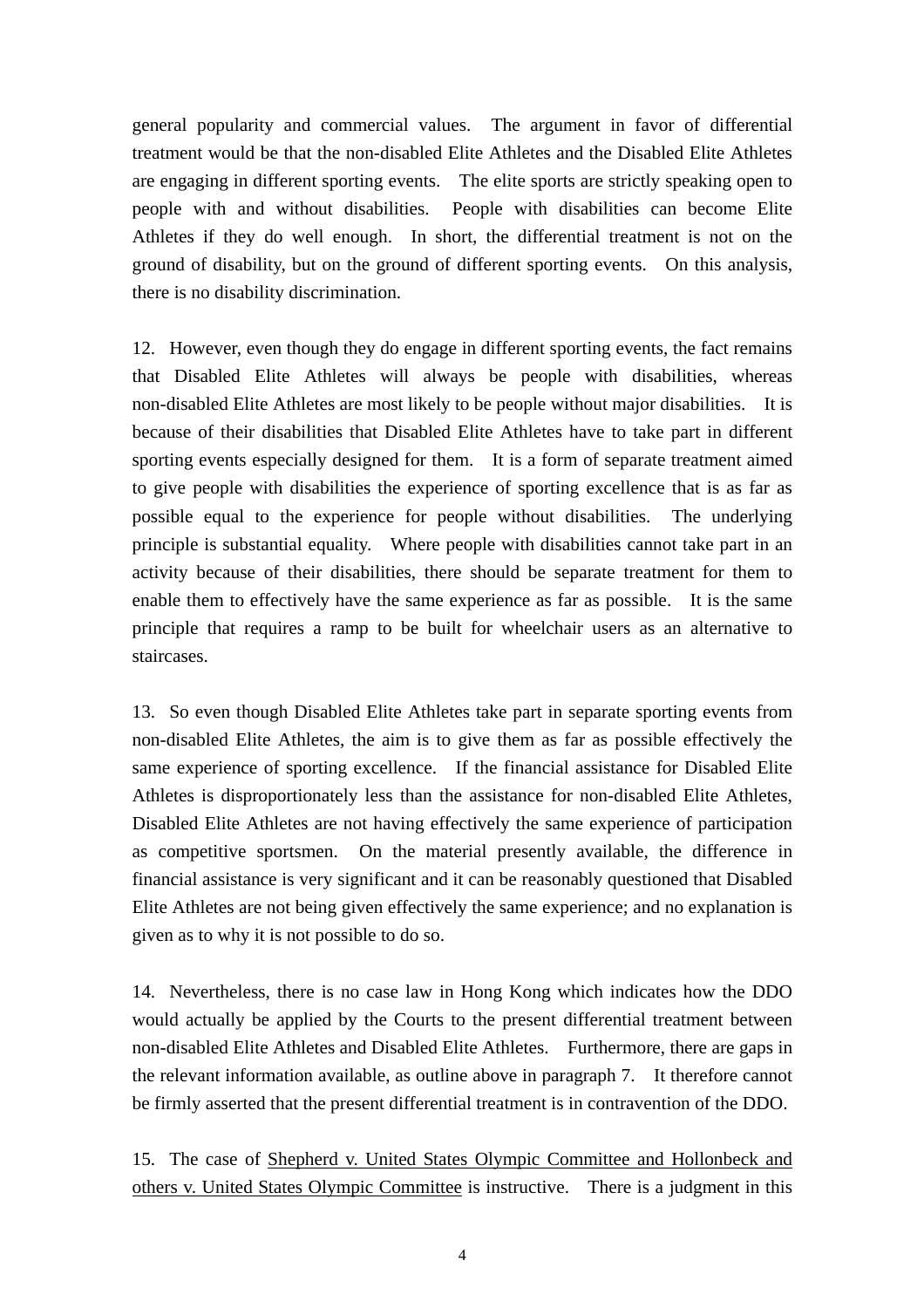general popularity and commercial values. The argument in favor of differential treatment would be that the non-disabled Elite Athletes and the Disabled Elite Athletes are engaging in different sporting events. The elite sports are strictly speaking open to people with and without disabilities. People with disabilities can become Elite Athletes if they do well enough. In short, the differential treatment is not on the ground of disability, but on the ground of different sporting events. On this analysis, there is no disability discrimination.

12. However, even though they do engage in different sporting events, the fact remains that Disabled Elite Athletes will always be people with disabilities, whereas non-disabled Elite Athletes are most likely to be people without major disabilities. It is because of their disabilities that Disabled Elite Athletes have to take part in different sporting events especially designed for them. It is a form of separate treatment aimed to give people with disabilities the experience of sporting excellence that is as far as possible equal to the experience for people without disabilities. The underlying principle is substantial equality. Where people with disabilities cannot take part in an activity because of their disabilities, there should be separate treatment for them to enable them to effectively have the same experience as far as possible. It is the same principle that requires a ramp to be built for wheelchair users as an alternative to staircases.

13. So even though Disabled Elite Athletes take part in separate sporting events from non-disabled Elite Athletes, the aim is to give them as far as possible effectively the same experience of sporting excellence. If the financial assistance for Disabled Elite Athletes is disproportionately less than the assistance for non-disabled Elite Athletes, Disabled Elite Athletes are not having effectively the same experience of participation as competitive sportsmen. On the material presently available, the difference in financial assistance is very significant and it can be reasonably questioned that Disabled Elite Athletes are not being given effectively the same experience; and no explanation is given as to why it is not possible to do so.

14. Nevertheless, there is no case law in Hong Kong which indicates how the DDO would actually be applied by the Courts to the present differential treatment between non-disabled Elite Athletes and Disabled Elite Athletes. Furthermore, there are gaps in the relevant information available, as outline above in paragraph 7. It therefore cannot be firmly asserted that the present differential treatment is in contravention of the DDO.

15. The case of <u>Shepherd v. United States Olympic Committee and Hollonbeck and others v. United States Olympic Committee</u> is instructive. There is a judgment in this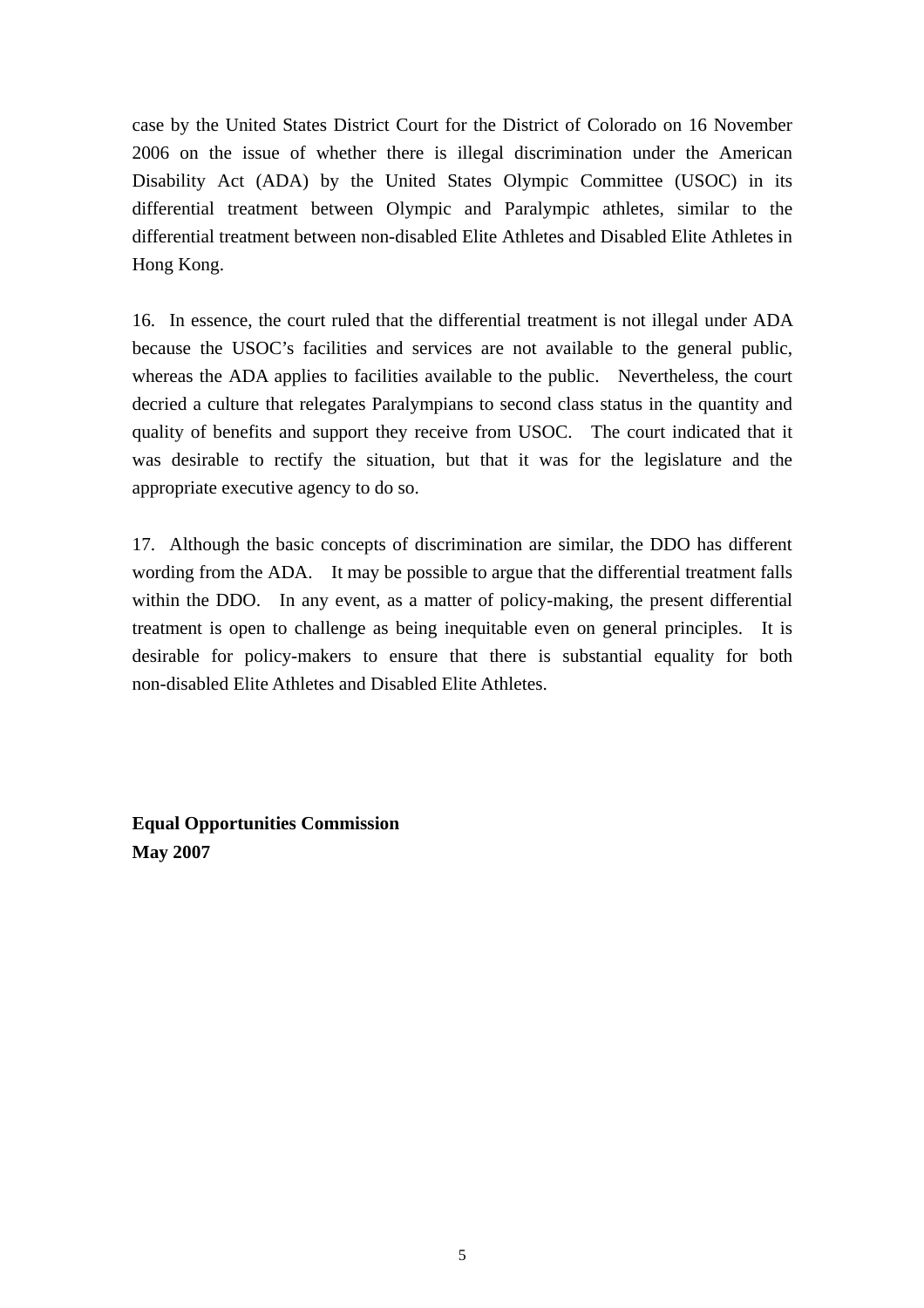case by the United States District Court for the District of Colorado on 16 November 2006 on the issue of whether there is illegal discrimination under the American Disability Act (ADA) by the United States Olympic Committee (USOC) in its differential treatment between Olympic and Paralympic athletes, similar to the differential treatment between non-disabled Elite Athletes and Disabled Elite Athletes in Hong Kong.

16. In essence, the court ruled that the differential treatment is not illegal under ADA because the USOC's facilities and services are not available to the general public, whereas the ADA applies to facilities available to the public. Nevertheless, the court decried a culture that relegates Paralympians to second class status in the quantity and quality of benefits and support they receive from USOC. The court indicated that it was desirable to rectify the situation, but that it was for the legislature and the appropriate executive agency to do so.

17. Although the basic concepts of discrimination are similar, the DDO has different wording from the ADA. It may be possible to argue that the differential treatment falls within the DDO. In any event, as a matter of policy-making, the present differential treatment is open to challenge as being inequitable even on general principles. It is desirable for policy-makers to ensure that there is substantial equality for both non-disabled Elite Athletes and Disabled Elite Athletes.

**Equal Opportunities Commission**
**May 2007**